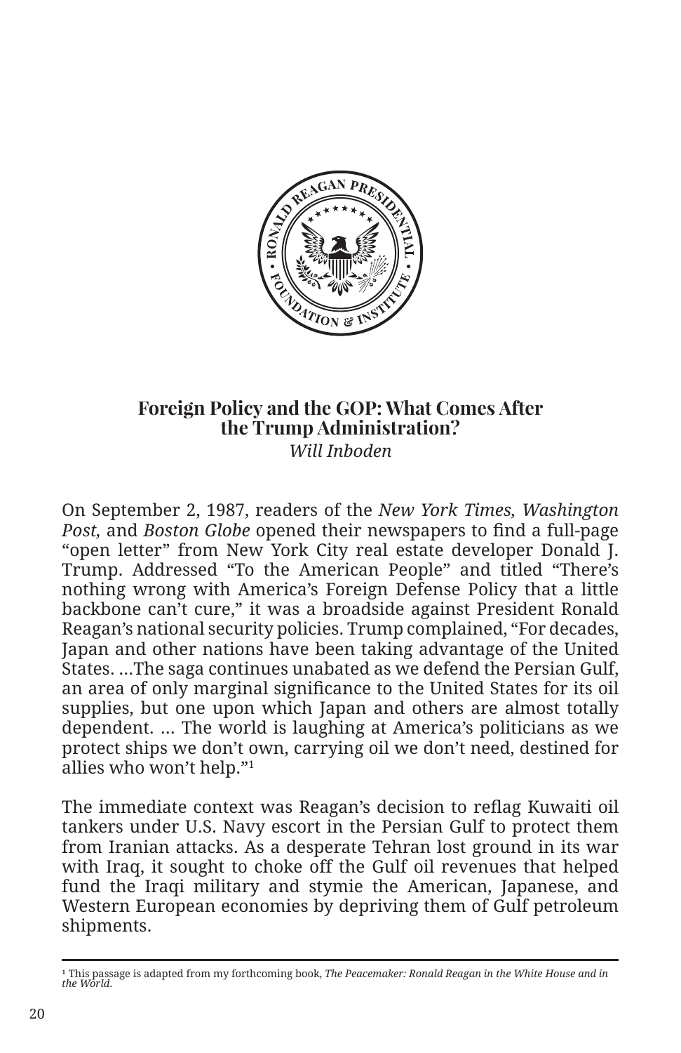# Foreign Policy and the GOP: What Comes After the Trump Administration?

*Will Inboden*

On September 2, 1987, readers of the *New York Times*, *Washington Post*, and *Boston Globe* opened their newspapers to find a full-page "open letter" from New York City real estate developer Donald J. Trump. Addressed "To the American People" and titled "There's nothing wrong with America's Foreign Defense Policy that a little backbone can't cure," it was a broadside against President Ronald Reagan's national security policies. Trump complained, "For decades, Japan and other nations have been taking advantage of the United States. …The saga continues unabated as we defend the Persian Gulf, an area of only marginal significance to the United States for its oil supplies, but one upon which Japan and others are almost totally dependent. … The world is laughing at America's politicians as we protect ships we don't own, carrying oil we don't need, destined for allies who won't help."[1]

The immediate context was Reagan's decision to reflag Kuwaiti oil tankers under U.S. Navy escort in the Persian Gulf to protect them from Iranian attacks. As a desperate Tehran lost ground in its war with Iraq, it sought to choke off the Gulf oil revenues that helped fund the Iraqi military and stymie the American, Japanese, and Western European economies by depriving them of Gulf petroleum shipments.

---

[1] This passage is adapted from my forthcoming book, *The Peacemaker: Ronald Reagan in the White House and in the World*.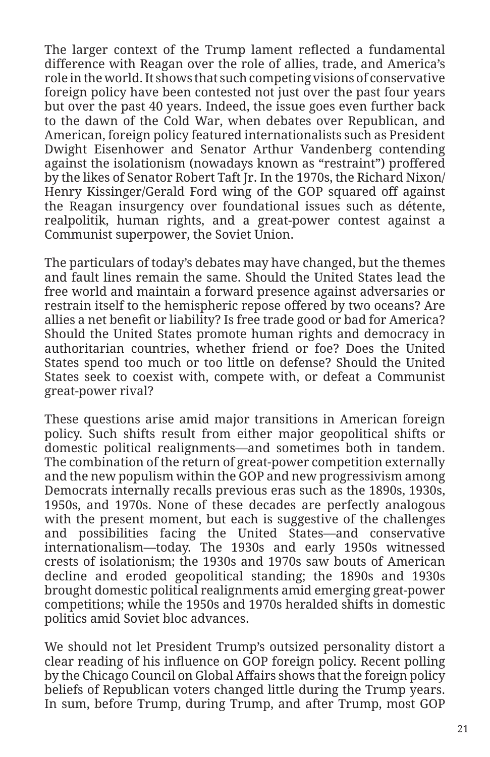The larger context of the Trump lament reflected a fundamental difference with Reagan over the role of allies, trade, and America's role in the world. It shows that such competing visions of conservative foreign policy have been contested not just over the past four years but over the past 40 years. Indeed, the issue goes even further back to the dawn of the Cold War, when debates over Republican, and American, foreign policy featured internationalists such as President Dwight Eisenhower and Senator Arthur Vandenberg contending against the isolationism (nowadays known as "restraint") proffered by the likes of Senator Robert Taft Jr. In the 1970s, the Richard Nixon/Henry Kissinger/Gerald Ford wing of the GOP squared off against the Reagan insurgency over foundational issues such as détente, realpolitik, human rights, and a great-power contest against a Communist superpower, the Soviet Union.

The particulars of today's debates may have changed, but the themes and fault lines remain the same. Should the United States lead the free world and maintain a forward presence against adversaries or restrain itself to the hemispheric repose offered by two oceans? Are allies a net benefit or liability? Is free trade good or bad for America? Should the United States promote human rights and democracy in authoritarian countries, whether friend or foe? Does the United States spend too much or too little on defense? Should the United States seek to coexist with, compete with, or defeat a Communist great-power rival?

These questions arise amid major transitions in American foreign policy. Such shifts result from either major geopolitical shifts or domestic political realignments—and sometimes both in tandem. The combination of the return of great-power competition externally and the new populism within the GOP and new progressivism among Democrats internally recalls previous eras such as the 1890s, 1930s, 1950s, and 1970s. None of these decades are perfectly analogous with the present moment, but each is suggestive of the challenges and possibilities facing the United States—and conservative internationalism—today. The 1930s and early 1950s witnessed crests of isolationism; the 1930s and 1970s saw bouts of American decline and eroded geopolitical standing; the 1890s and 1930s brought domestic political realignments amid emerging great-power competitions; while the 1950s and 1970s heralded shifts in domestic politics amid Soviet bloc advances.

We should not let President Trump's outsized personality distort a clear reading of his influence on GOP foreign policy. Recent polling by the Chicago Council on Global Affairs shows that the foreign policy beliefs of Republican voters changed little during the Trump years. In sum, before Trump, during Trump, and after Trump, most GOP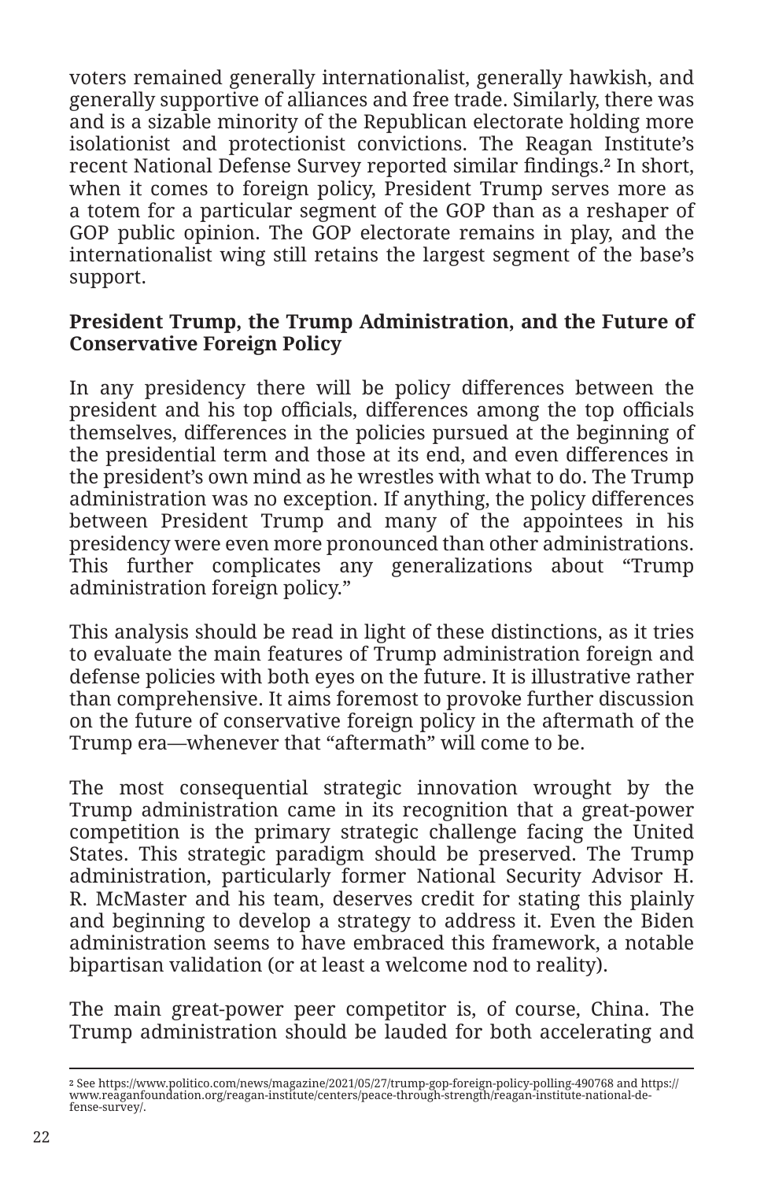voters remained generally internationalist, generally hawkish, and generally supportive of alliances and free trade. Similarly, there was and is a sizable minority of the Republican electorate holding more isolationist and protectionist convictions. The Reagan Institute's recent National Defense Survey reported similar findings.[2] In short, when it comes to foreign policy, President Trump serves more as a totem for a particular segment of the GOP than as a reshaper of GOP public opinion. The GOP electorate remains in play, and the internationalist wing still retains the largest segment of the base's support.

**President Trump, the Trump Administration, and the Future of Conservative Foreign Policy**

In any presidency there will be policy differences between the president and his top officials, differences among the top officials themselves, differences in the policies pursued at the beginning of the presidential term and those at its end, and even differences in the president's own mind as he wrestles with what to do. The Trump administration was no exception. If anything, the policy differences between President Trump and many of the appointees in his presidency were even more pronounced than other administrations. This further complicates any generalizations about "Trump administration foreign policy."

This analysis should be read in light of these distinctions, as it tries to evaluate the main features of Trump administration foreign and defense policies with both eyes on the future. It is illustrative rather than comprehensive. It aims foremost to provoke further discussion on the future of conservative foreign policy in the aftermath of the Trump era—whenever that "aftermath" will come to be.

The most consequential strategic innovation wrought by the Trump administration came in its recognition that a great-power competition is the primary strategic challenge facing the United States. This strategic paradigm should be preserved. The Trump administration, particularly former National Security Advisor H. R. McMaster and his team, deserves credit for stating this plainly and beginning to develop a strategy to address it. Even the Biden administration seems to have embraced this framework, a notable bipartisan validation (or at least a welcome nod to reality).

The main great-power peer competitor is, of course, China. The Trump administration should be lauded for both accelerating and

---

[2] See https://www.politico.com/news/magazine/2021/05/27/trump-gop-foreign-policy-polling-490768 and https://www.reaganfoundation.org/reagan-institute/centers/peace-through-strength/reagan-institute-national-defense-survey/.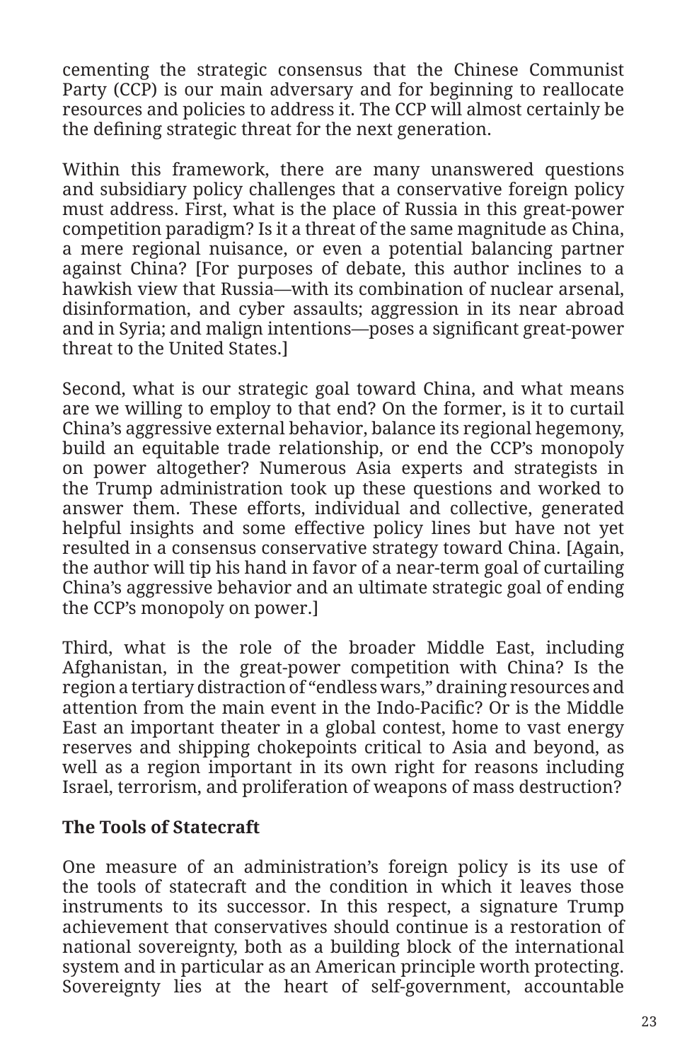cementing the strategic consensus that the Chinese Communist Party (CCP) is our main adversary and for beginning to reallocate resources and policies to address it. The CCP will almost certainly be the defining strategic threat for the next generation.

Within this framework, there are many unanswered questions and subsidiary policy challenges that a conservative foreign policy must address. First, what is the place of Russia in this great-power competition paradigm? Is it a threat of the same magnitude as China, a mere regional nuisance, or even a potential balancing partner against China? [For purposes of debate, this author inclines to a hawkish view that Russia—with its combination of nuclear arsenal, disinformation, and cyber assaults; aggression in its near abroad and in Syria; and malign intentions—poses a significant great-power threat to the United States.]

Second, what is our strategic goal toward China, and what means are we willing to employ to that end? On the former, is it to curtail China's aggressive external behavior, balance its regional hegemony, build an equitable trade relationship, or end the CCP's monopoly on power altogether? Numerous Asia experts and strategists in the Trump administration took up these questions and worked to answer them. These efforts, individual and collective, generated helpful insights and some effective policy lines but have not yet resulted in a consensus conservative strategy toward China. [Again, the author will tip his hand in favor of a near-term goal of curtailing China's aggressive behavior and an ultimate strategic goal of ending the CCP's monopoly on power.]

Third, what is the role of the broader Middle East, including Afghanistan, in the great-power competition with China? Is the region a tertiary distraction of "endless wars," draining resources and attention from the main event in the Indo-Pacific? Or is the Middle East an important theater in a global contest, home to vast energy reserves and shipping chokepoints critical to Asia and beyond, as well as a region important in its own right for reasons including Israel, terrorism, and proliferation of weapons of mass destruction?

### The Tools of Statecraft

One measure of an administration's foreign policy is its use of the tools of statecraft and the condition in which it leaves those instruments to its successor. In this respect, a signature Trump achievement that conservatives should continue is a restoration of national sovereignty, both as a building block of the international system and in particular as an American principle worth protecting. Sovereignty lies at the heart of self-government, accountable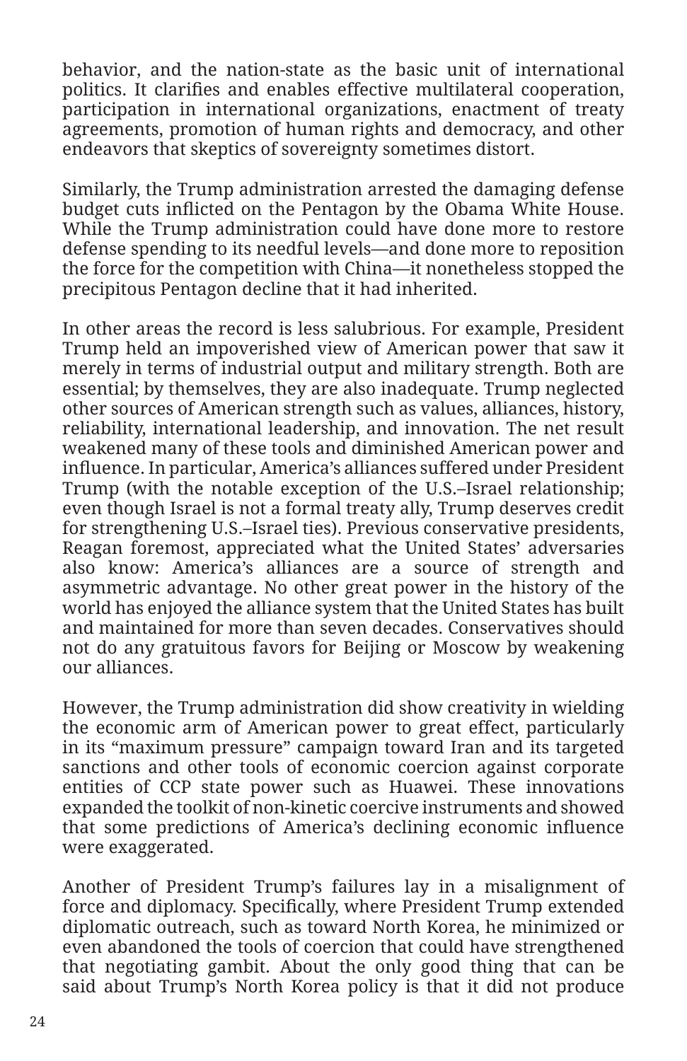behavior, and the nation-state as the basic unit of international politics. It clarifies and enables effective multilateral cooperation, participation in international organizations, enactment of treaty agreements, promotion of human rights and democracy, and other endeavors that skeptics of sovereignty sometimes distort.

Similarly, the Trump administration arrested the damaging defense budget cuts inflicted on the Pentagon by the Obama White House. While the Trump administration could have done more to restore defense spending to its needful levels—and done more to reposition the force for the competition with China—it nonetheless stopped the precipitous Pentagon decline that it had inherited.

In other areas the record is less salubrious. For example, President Trump held an impoverished view of American power that saw it merely in terms of industrial output and military strength. Both are essential; by themselves, they are also inadequate. Trump neglected other sources of American strength such as values, alliances, history, reliability, international leadership, and innovation. The net result weakened many of these tools and diminished American power and influence. In particular, America's alliances suffered under President Trump (with the notable exception of the U.S.–Israel relationship; even though Israel is not a formal treaty ally, Trump deserves credit for strengthening U.S.–Israel ties). Previous conservative presidents, Reagan foremost, appreciated what the United States' adversaries also know: America's alliances are a source of strength and asymmetric advantage. No other great power in the history of the world has enjoyed the alliance system that the United States has built and maintained for more than seven decades. Conservatives should not do any gratuitous favors for Beijing or Moscow by weakening our alliances.

However, the Trump administration did show creativity in wielding the economic arm of American power to great effect, particularly in its "maximum pressure" campaign toward Iran and its targeted sanctions and other tools of economic coercion against corporate entities of CCP state power such as Huawei. These innovations expanded the toolkit of non-kinetic coercive instruments and showed that some predictions of America's declining economic influence were exaggerated.

Another of President Trump's failures lay in a misalignment of force and diplomacy. Specifically, where President Trump extended diplomatic outreach, such as toward North Korea, he minimized or even abandoned the tools of coercion that could have strengthened that negotiating gambit. About the only good thing that can be said about Trump's North Korea policy is that it did not produce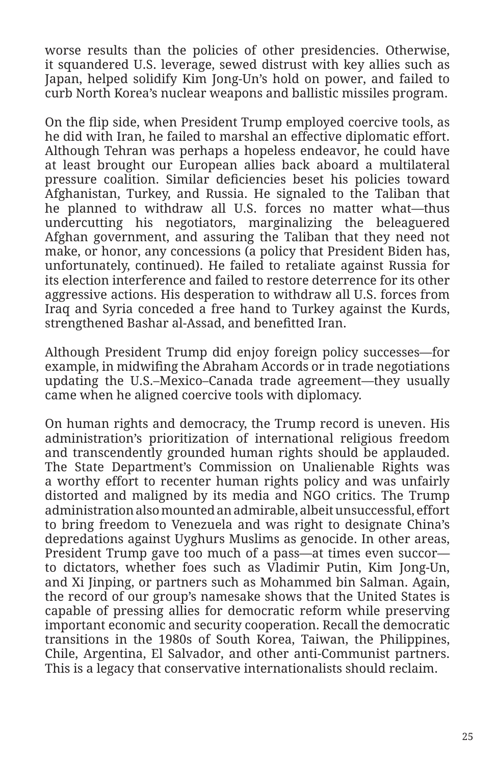worse results than the policies of other presidencies. Otherwise, it squandered U.S. leverage, sewed distrust with key allies such as Japan, helped solidify Kim Jong-Un's hold on power, and failed to curb North Korea's nuclear weapons and ballistic missiles program.

On the flip side, when President Trump employed coercive tools, as he did with Iran, he failed to marshal an effective diplomatic effort. Although Tehran was perhaps a hopeless endeavor, he could have at least brought our European allies back aboard a multilateral pressure coalition. Similar deficiencies beset his policies toward Afghanistan, Turkey, and Russia. He signaled to the Taliban that he planned to withdraw all U.S. forces no matter what—thus undercutting his negotiators, marginalizing the beleaguered Afghan government, and assuring the Taliban that they need not make, or honor, any concessions (a policy that President Biden has, unfortunately, continued). He failed to retaliate against Russia for its election interference and failed to restore deterrence for its other aggressive actions. His desperation to withdraw all U.S. forces from Iraq and Syria conceded a free hand to Turkey against the Kurds, strengthened Bashar al-Assad, and benefitted Iran.

Although President Trump did enjoy foreign policy successes—for example, in midwifing the Abraham Accords or in trade negotiations updating the U.S.–Mexico–Canada trade agreement—they usually came when he aligned coercive tools with diplomacy.

On human rights and democracy, the Trump record is uneven. His administration's prioritization of international religious freedom and transcendently grounded human rights should be applauded. The State Department's Commission on Unalienable Rights was a worthy effort to recenter human rights policy and was unfairly distorted and maligned by its media and NGO critics. The Trump administration also mounted an admirable, albeit unsuccessful, effort to bring freedom to Venezuela and was right to designate China's depredations against Uyghurs Muslims as genocide. In other areas, President Trump gave too much of a pass—at times even succor—to dictators, whether foes such as Vladimir Putin, Kim Jong-Un, and Xi Jinping, or partners such as Mohammed bin Salman. Again, the record of our group's namesake shows that the United States is capable of pressing allies for democratic reform while preserving important economic and security cooperation. Recall the democratic transitions in the 1980s of South Korea, Taiwan, the Philippines, Chile, Argentina, El Salvador, and other anti-Communist partners. This is a legacy that conservative internationalists should reclaim.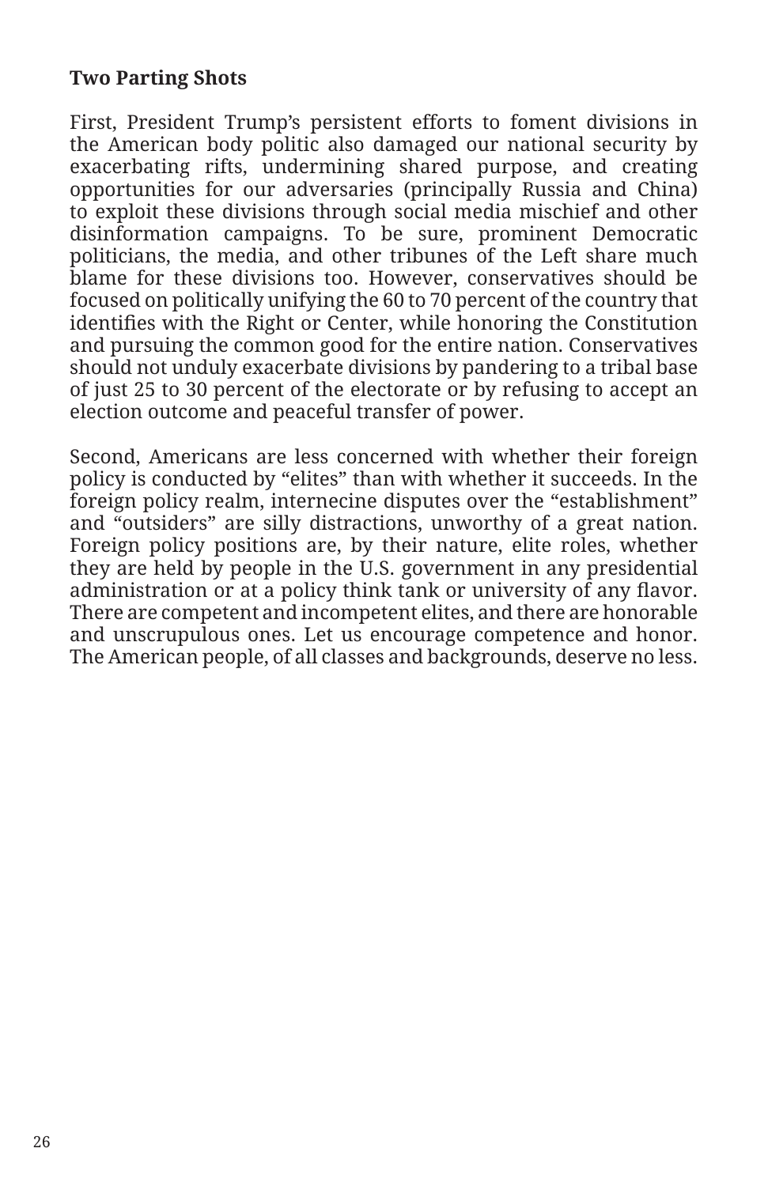**Two Parting Shots**

First, President Trump's persistent efforts to foment divisions in the American body politic also damaged our national security by exacerbating rifts, undermining shared purpose, and creating opportunities for our adversaries (principally Russia and China) to exploit these divisions through social media mischief and other disinformation campaigns. To be sure, prominent Democratic politicians, the media, and other tribunes of the Left share much blame for these divisions too. However, conservatives should be focused on politically unifying the 60 to 70 percent of the country that identifies with the Right or Center, while honoring the Constitution and pursuing the common good for the entire nation. Conservatives should not unduly exacerbate divisions by pandering to a tribal base of just 25 to 30 percent of the electorate or by refusing to accept an election outcome and peaceful transfer of power.

Second, Americans are less concerned with whether their foreign policy is conducted by "elites" than with whether it succeeds. In the foreign policy realm, internecine disputes over the "establishment" and "outsiders" are silly distractions, unworthy of a great nation. Foreign policy positions are, by their nature, elite roles, whether they are held by people in the U.S. government in any presidential administration or at a policy think tank or university of any flavor. There are competent and incompetent elites, and there are honorable and unscrupulous ones. Let us encourage competence and honor. The American people, of all classes and backgrounds, deserve no less.